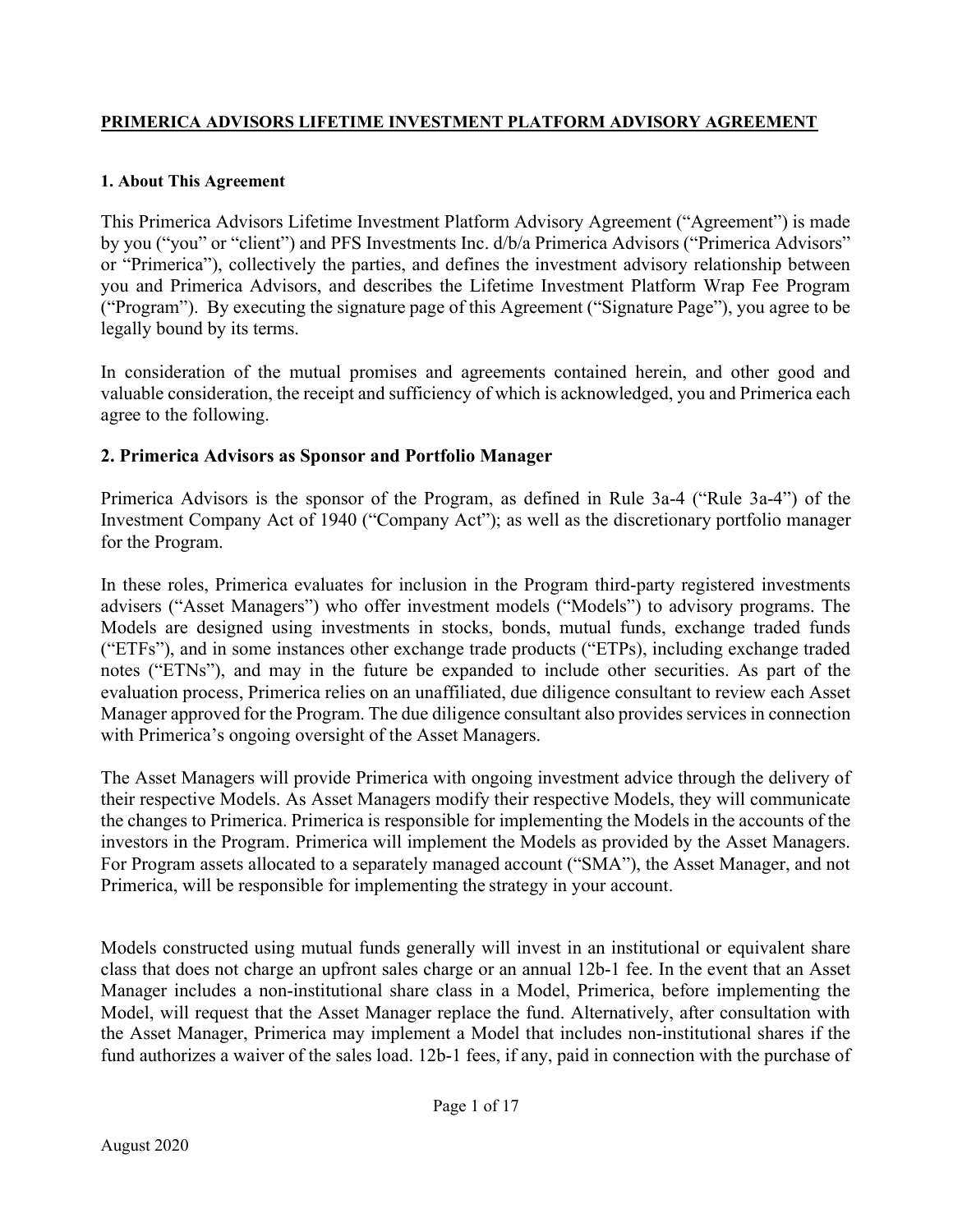# PRIMERICA ADVISORS LIFETIME INVESTMENT PLATFORM ADVISORY AGREEMENT

## 1. About This Agreement

This Primerica Advisors Lifetime Investment Platform Advisory Agreement ("Agreement") is made by you ("you" or "client") and PFS Investments Inc. d/b/a Primerica Advisors ("Primerica Advisors" or "Primerica"), collectively the parties, and defines the investment advisory relationship between you and Primerica Advisors, and describes the Lifetime Investment Platform Wrap Fee Program ("Program"). By executing the signature page of this Agreement ("Signature Page"), you agree to be legally bound by its terms.

In consideration of the mutual promises and agreements contained herein, and other good and valuable consideration, the receipt and sufficiency of which is acknowledged, you and Primerica each agree to the following.

## 2. Primerica Advisors as Sponsor and Portfolio Manager

Primerica Advisors is the sponsor of the Program, as defined in Rule 3a-4 ("Rule 3a-4") of the Investment Company Act of 1940 ("Company Act"); as well as the discretionary portfolio manager for the Program.

In these roles, Primerica evaluates for inclusion in the Program third-party registered investments advisers ("Asset Managers") who offer investment models ("Models") to advisory programs. The Models are designed using investments in stocks, bonds, mutual funds, exchange traded funds ("ETFs"), and in some instances other exchange trade products ("ETPs), including exchange traded notes ("ETNs"), and may in the future be expanded to include other securities. As part of the evaluation process, Primerica relies on an unaffiliated, due diligence consultant to review each Asset Manager approved for the Program. The due diligence consultant also provides services in connection with Primerica's ongoing oversight of the Asset Managers.

The Asset Managers will provide Primerica with ongoing investment advice through the delivery of their respective Models. As Asset Managers modify their respective Models, they will communicate the changes to Primerica. Primerica is responsible for implementing the Models in the accounts of the investors in the Program. Primerica will implement the Models as provided by the Asset Managers. For Program assets allocated to a separately managed account ("SMA"), the Asset Manager, and not Primerica, will be responsible for implementing the strategy in your account.

Models constructed using mutual funds generally will invest in an institutional or equivalent share class that does not charge an upfront sales charge or an annual 12b-1 fee. In the event that an Asset Manager includes a non-institutional share class in a Model, Primerica, before implementing the Model, will request that the Asset Manager replace the fund. Alternatively, after consultation with the Asset Manager, Primerica may implement a Model that includes non-institutional shares if the fund authorizes a waiver of the sales load. 12b-1 fees, if any, paid in connection with the purchase of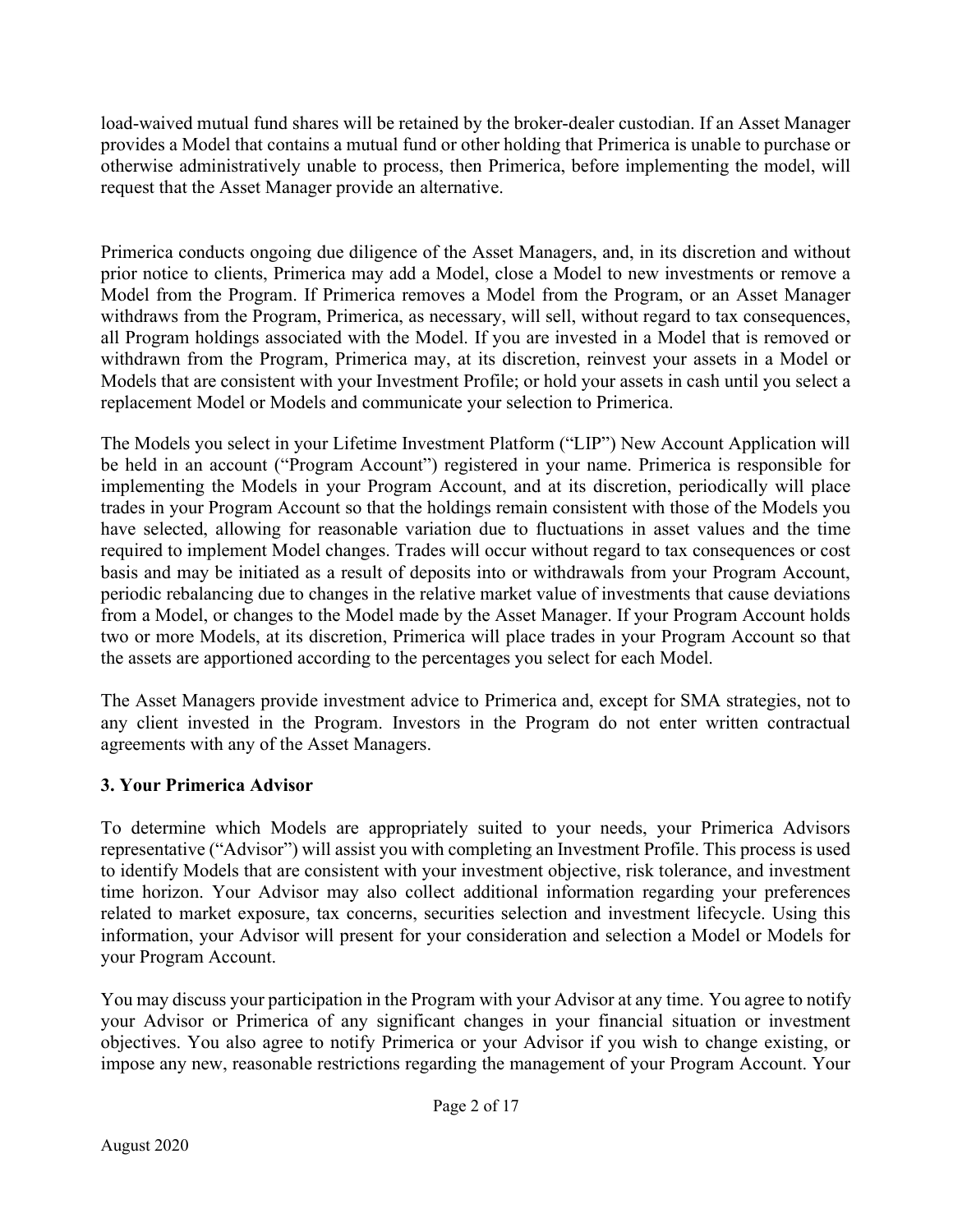load-waived mutual fund shares will be retained by the broker-dealer custodian. If an Asset Manager provides a Model that contains a mutual fund or other holding that Primerica is unable to purchase or otherwise administratively unable to process, then Primerica, before implementing the model, will request that the Asset Manager provide an alternative.

Primerica conducts ongoing due diligence of the Asset Managers, and, in its discretion and without prior notice to clients, Primerica may add a Model, close a Model to new investments or remove a Model from the Program. If Primerica removes a Model from the Program, or an Asset Manager withdraws from the Program, Primerica, as necessary, will sell, without regard to tax consequences, all Program holdings associated with the Model. If you are invested in a Model that is removed or withdrawn from the Program, Primerica may, at its discretion, reinvest your assets in a Model or Models that are consistent with your Investment Profile; or hold your assets in cash until you select a replacement Model or Models and communicate your selection to Primerica.

The Models you select in your Lifetime Investment Platform ("LIP") New Account Application will be held in an account ("Program Account") registered in your name. Primerica is responsible for implementing the Models in your Program Account, and at its discretion, periodically will place trades in your Program Account so that the holdings remain consistent with those of the Models you have selected, allowing for reasonable variation due to fluctuations in asset values and the time required to implement Model changes. Trades will occur without regard to tax consequences or cost basis and may be initiated as a result of deposits into or withdrawals from your Program Account, periodic rebalancing due to changes in the relative market value of investments that cause deviations from a Model, or changes to the Model made by the Asset Manager. If your Program Account holds two or more Models, at its discretion, Primerica will place trades in your Program Account so that the assets are apportioned according to the percentages you select for each Model.

The Asset Managers provide investment advice to Primerica and, except for SMA strategies, not to any client invested in the Program. Investors in the Program do not enter written contractual agreements with any of the Asset Managers.

## 3. Your Primerica Advisor

To determine which Models are appropriately suited to your needs, your Primerica Advisors representative ("Advisor") will assist you with completing an Investment Profile. This process is used to identify Models that are consistent with your investment objective, risk tolerance, and investment time horizon. Your Advisor may also collect additional information regarding your preferences related to market exposure, tax concerns, securities selection and investment lifecycle. Using this information, your Advisor will present for your consideration and selection a Model or Models for your Program Account.

You may discuss your participation in the Program with your Advisor at any time. You agree to notify your Advisor or Primerica of any significant changes in your financial situation or investment objectives. You also agree to notify Primerica or your Advisor if you wish to change existing, or impose any new, reasonable restrictions regarding the management of your Program Account. Your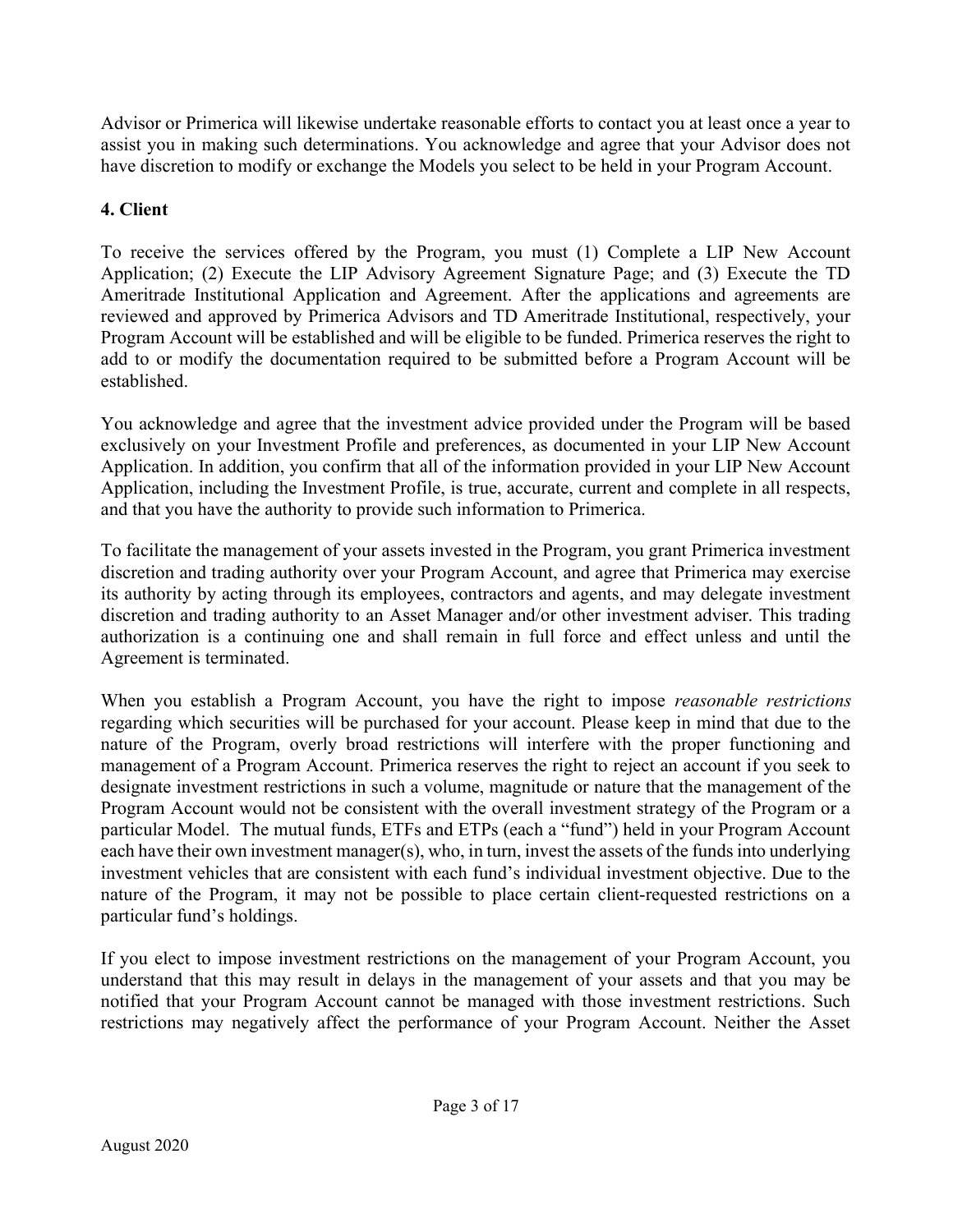Advisor or Primerica will likewise undertake reasonable efforts to contact you at least once a year to assist you in making such determinations. You acknowledge and agree that your Advisor does not have discretion to modify or exchange the Models you select to be held in your Program Account.

**4. Client**

To receive the services offered by the Program, you must (1) Complete a LIP New Account Application; (2) Execute the LIP Advisory Agreement Signature Page; and (3) Execute the TD Ameritrade Institutional Application and Agreement. After the applications and agreements are reviewed and approved by Primerica Advisors and TD Ameritrade Institutional, respectively, your Program Account will be established and will be eligible to be funded. Primerica reserves the right to add to or modify the documentation required to be submitted before a Program Account will be established.

You acknowledge and agree that the investment advice provided under the Program will be based exclusively on your Investment Profile and preferences, as documented in your LIP New Account Application. In addition, you confirm that all of the information provided in your LIP New Account Application, including the Investment Profile, is true, accurate, current and complete in all respects, and that you have the authority to provide such information to Primerica.

To facilitate the management of your assets invested in the Program, you grant Primerica investment discretion and trading authority over your Program Account, and agree that Primerica may exercise its authority by acting through its employees, contractors and agents, and may delegate investment discretion and trading authority to an Asset Manager and/or other investment adviser. This trading authorization is a continuing one and shall remain in full force and effect unless and until the Agreement is terminated.

When you establish a Program Account, you have the right to impose *reasonable restrictions* regarding which securities will be purchased for your account. Please keep in mind that due to the nature of the Program, overly broad restrictions will interfere with the proper functioning and management of a Program Account. Primerica reserves the right to reject an account if you seek to designate investment restrictions in such a volume, magnitude or nature that the management of the Program Account would not be consistent with the overall investment strategy of the Program or a particular Model. The mutual funds, ETFs and ETPs (each a "fund") held in your Program Account each have their own investment manager(s), who, in turn, invest the assets of the funds into underlying investment vehicles that are consistent with each fund's individual investment objective. Due to the nature of the Program, it may not be possible to place certain client-requested restrictions on a particular fund's holdings.

If you elect to impose investment restrictions on the management of your Program Account, you understand that this may result in delays in the management of your assets and that you may be notified that your Program Account cannot be managed with those investment restrictions. Such restrictions may negatively affect the performance of your Program Account. Neither the Asset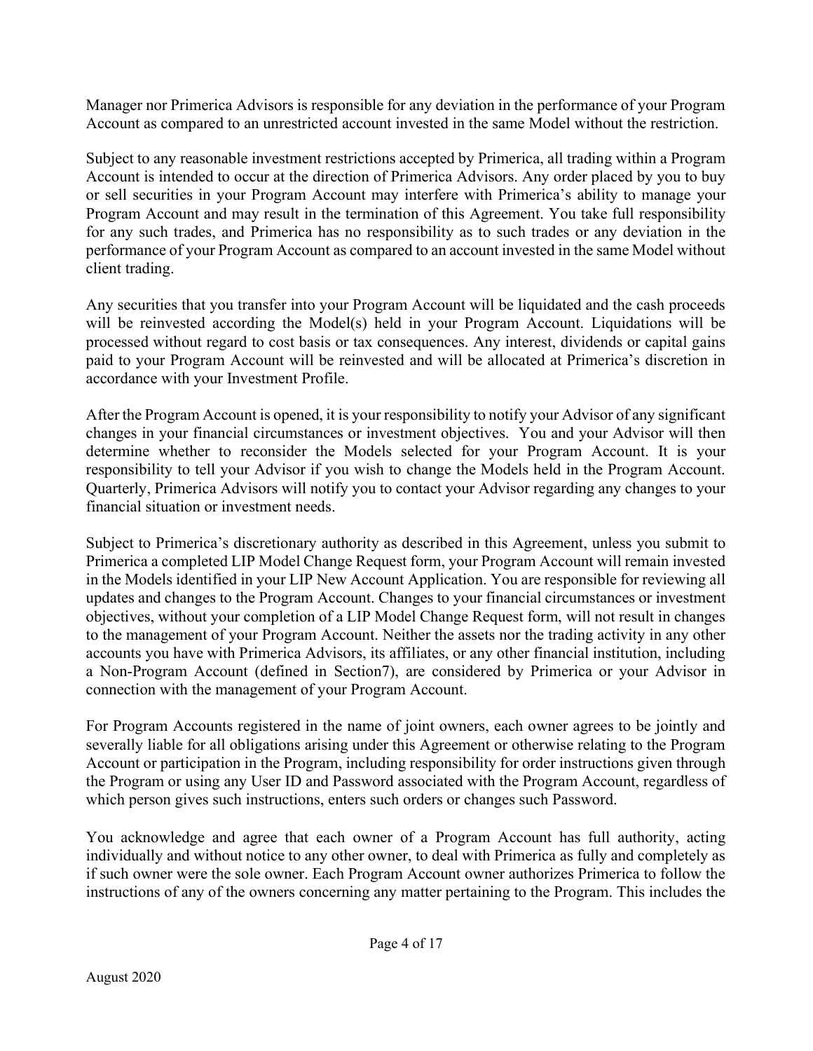Manager nor Primerica Advisors is responsible for any deviation in the performance of your Program Account as compared to an unrestricted account invested in the same Model without the restriction.

Subject to any reasonable investment restrictions accepted by Primerica, all trading within a Program Account is intended to occur at the direction of Primerica Advisors. Any order placed by you to buy or sell securities in your Program Account may interfere with Primerica's ability to manage your Program Account and may result in the termination of this Agreement. You take full responsibility for any such trades, and Primerica has no responsibility as to such trades or any deviation in the performance of your Program Account as compared to an account invested in the same Model without client trading.

Any securities that you transfer into your Program Account will be liquidated and the cash proceeds will be reinvested according the Model(s) held in your Program Account. Liquidations will be processed without regard to cost basis or tax consequences. Any interest, dividends or capital gains paid to your Program Account will be reinvested and will be allocated at Primerica's discretion in accordance with your Investment Profile.

After the Program Account is opened, it is your responsibility to notify your Advisor of any significant changes in your financial circumstances or investment objectives. You and your Advisor will then determine whether to reconsider the Models selected for your Program Account. It is your responsibility to tell your Advisor if you wish to change the Models held in the Program Account. Quarterly, Primerica Advisors will notify you to contact your Advisor regarding any changes to your financial situation or investment needs.

Subject to Primerica's discretionary authority as described in this Agreement, unless you submit to Primerica a completed LIP Model Change Request form, your Program Account will remain invested in the Models identified in your LIP New Account Application. You are responsible for reviewing all updates and changes to the Program Account. Changes to your financial circumstances or investment objectives, without your completion of a LIP Model Change Request form, will not result in changes to the management of your Program Account. Neither the assets nor the trading activity in any other accounts you have with Primerica Advisors, its affiliates, or any other financial institution, including a Non-Program Account (defined in Section7), are considered by Primerica or your Advisor in connection with the management of your Program Account.

For Program Accounts registered in the name of joint owners, each owner agrees to be jointly and severally liable for all obligations arising under this Agreement or otherwise relating to the Program Account or participation in the Program, including responsibility for order instructions given through the Program or using any User ID and Password associated with the Program Account, regardless of which person gives such instructions, enters such orders or changes such Password.

You acknowledge and agree that each owner of a Program Account has full authority, acting individually and without notice to any other owner, to deal with Primerica as fully and completely as if such owner were the sole owner. Each Program Account owner authorizes Primerica to follow the instructions of any of the owners concerning any matter pertaining to the Program. This includes the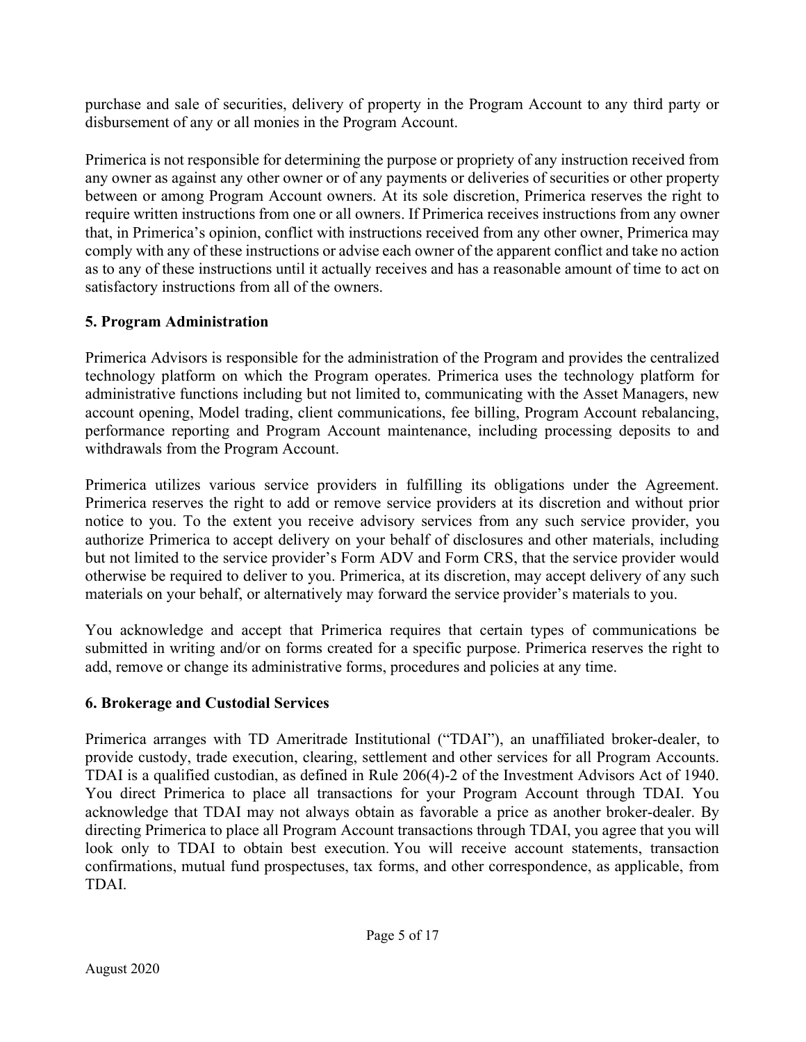purchase and sale of securities, delivery of property in the Program Account to any third party or disbursement of any or all monies in the Program Account.

Primerica is not responsible for determining the purpose or propriety of any instruction received from any owner as against any other owner or of any payments or deliveries of securities or other property between or among Program Account owners. At its sole discretion, Primerica reserves the right to require written instructions from one or all owners. If Primerica receives instructions from any owner that, in Primerica's opinion, conflict with instructions received from any other owner, Primerica may comply with any of these instructions or advise each owner of the apparent conflict and take no action as to any of these instructions until it actually receives and has a reasonable amount of time to act on satisfactory instructions from all of the owners.

## 5. Program Administration

Primerica Advisors is responsible for the administration of the Program and provides the centralized technology platform on which the Program operates. Primerica uses the technology platform for administrative functions including but not limited to, communicating with the Asset Managers, new account opening, Model trading, client communications, fee billing, Program Account rebalancing, performance reporting and Program Account maintenance, including processing deposits to and withdrawals from the Program Account.

Primerica utilizes various service providers in fulfilling its obligations under the Agreement. Primerica reserves the right to add or remove service providers at its discretion and without prior notice to you. To the extent you receive advisory services from any such service provider, you authorize Primerica to accept delivery on your behalf of disclosures and other materials, including but not limited to the service provider's Form ADV and Form CRS, that the service provider would otherwise be required to deliver to you. Primerica, at its discretion, may accept delivery of any such materials on your behalf, or alternatively may forward the service provider's materials to you.

You acknowledge and accept that Primerica requires that certain types of communications be submitted in writing and/or on forms created for a specific purpose. Primerica reserves the right to add, remove or change its administrative forms, procedures and policies at any time.

## 6. Brokerage and Custodial Services

Primerica arranges with TD Ameritrade Institutional ("TDAI"), an unaffiliated broker-dealer, to provide custody, trade execution, clearing, settlement and other services for all Program Accounts. TDAI is a qualified custodian, as defined in Rule 206(4)-2 of the Investment Advisors Act of 1940. You direct Primerica to place all transactions for your Program Account through TDAI. You acknowledge that TDAI may not always obtain as favorable a price as another broker-dealer. By directing Primerica to place all Program Account transactions through TDAI, you agree that you will look only to TDAI to obtain best execution. You will receive account statements, transaction confirmations, mutual fund prospectuses, tax forms, and other correspondence, as applicable, from TDAI.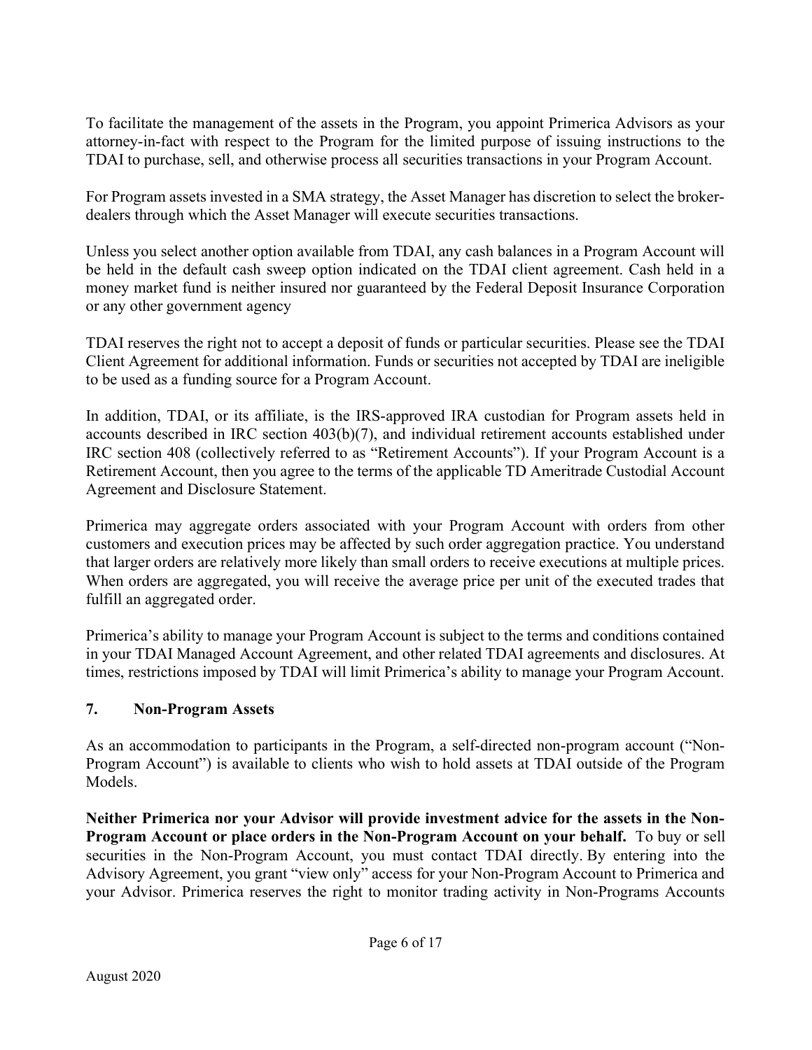To facilitate the management of the assets in the Program, you appoint Primerica Advisors as your attorney-in-fact with respect to the Program for the limited purpose of issuing instructions to the TDAI to purchase, sell, and otherwise process all securities transactions in your Program Account.

For Program assets invested in a SMA strategy, the Asset Manager has discretion to select the broker-dealers through which the Asset Manager will execute securities transactions.

Unless you select another option available from TDAI, any cash balances in a Program Account will be held in the default cash sweep option indicated on the TDAI client agreement. Cash held in a money market fund is neither insured nor guaranteed by the Federal Deposit Insurance Corporation or any other government agency

TDAI reserves the right not to accept a deposit of funds or particular securities. Please see the TDAI Client Agreement for additional information. Funds or securities not accepted by TDAI are ineligible to be used as a funding source for a Program Account.

In addition, TDAI, or its affiliate, is the IRS-approved IRA custodian for Program assets held in accounts described in IRC section 403(b)(7), and individual retirement accounts established under IRC section 408 (collectively referred to as "Retirement Accounts"). If your Program Account is a Retirement Account, then you agree to the terms of the applicable TD Ameritrade Custodial Account Agreement and Disclosure Statement.

Primerica may aggregate orders associated with your Program Account with orders from other customers and execution prices may be affected by such order aggregation practice. You understand that larger orders are relatively more likely than small orders to receive executions at multiple prices. When orders are aggregated, you will receive the average price per unit of the executed trades that fulfill an aggregated order.

Primerica's ability to manage your Program Account is subject to the terms and conditions contained in your TDAI Managed Account Agreement, and other related TDAI agreements and disclosures. At times, restrictions imposed by TDAI will limit Primerica's ability to manage your Program Account.

## 7. Non-Program Assets

As an accommodation to participants in the Program, a self-directed non-program account ("Non-Program Account") is available to clients who wish to hold assets at TDAI outside of the Program Models.

**Neither Primerica nor your Advisor will provide investment advice for the assets in the Non-Program Account or place orders in the Non-Program Account on your behalf.** To buy or sell securities in the Non-Program Account, you must contact TDAI directly. By entering into the Advisory Agreement, you grant "view only" access for your Non-Program Account to Primerica and your Advisor. Primerica reserves the right to monitor trading activity in Non-Programs Accounts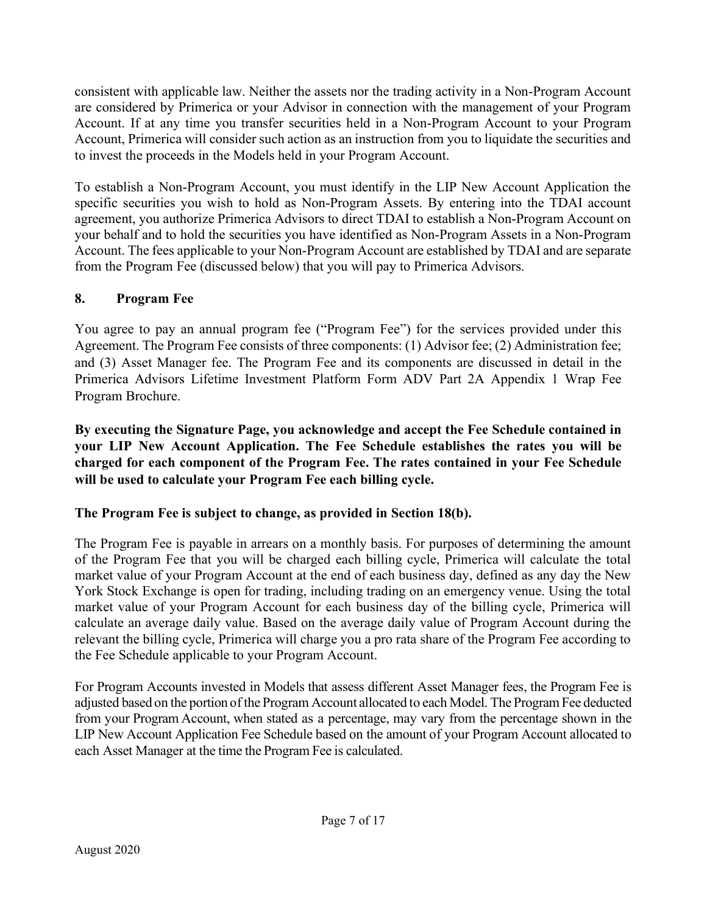consistent with applicable law. Neither the assets nor the trading activity in a Non-Program Account are considered by Primerica or your Advisor in connection with the management of your Program Account. If at any time you transfer securities held in a Non-Program Account to your Program Account, Primerica will consider such action as an instruction from you to liquidate the securities and to invest the proceeds in the Models held in your Program Account.

To establish a Non-Program Account, you must identify in the LIP New Account Application the specific securities you wish to hold as Non-Program Assets. By entering into the TDAI account agreement, you authorize Primerica Advisors to direct TDAI to establish a Non-Program Account on your behalf and to hold the securities you have identified as Non-Program Assets in a Non-Program Account. The fees applicable to your Non-Program Account are established by TDAI and are separate from the Program Fee (discussed below) that you will pay to Primerica Advisors.

## 8. Program Fee

You agree to pay an annual program fee ("Program Fee") for the services provided under this Agreement. The Program Fee consists of three components: (1) Advisor fee; (2) Administration fee; and (3) Asset Manager fee. The Program Fee and its components are discussed in detail in the Primerica Advisors Lifetime Investment Platform Form ADV Part 2A Appendix 1 Wrap Fee Program Brochure.

**By executing the Signature Page, you acknowledge and accept the Fee Schedule contained in your LIP New Account Application. The Fee Schedule establishes the rates you will be charged for each component of the Program Fee. The rates contained in your Fee Schedule will be used to calculate your Program Fee each billing cycle.**

**The Program Fee is subject to change, as provided in Section 18(b).**

The Program Fee is payable in arrears on a monthly basis. For purposes of determining the amount of the Program Fee that you will be charged each billing cycle, Primerica will calculate the total market value of your Program Account at the end of each business day, defined as any day the New York Stock Exchange is open for trading, including trading on an emergency venue. Using the total market value of your Program Account for each business day of the billing cycle, Primerica will calculate an average daily value. Based on the average daily value of Program Account during the relevant the billing cycle, Primerica will charge you a pro rata share of the Program Fee according to the Fee Schedule applicable to your Program Account.

For Program Accounts invested in Models that assess different Asset Manager fees, the Program Fee is adjusted based on the portion of the Program Account allocated to each Model. The Program Fee deducted from your Program Account, when stated as a percentage, may vary from the percentage shown in the LIP New Account Application Fee Schedule based on the amount of your Program Account allocated to each Asset Manager at the time the Program Fee is calculated.

August 2020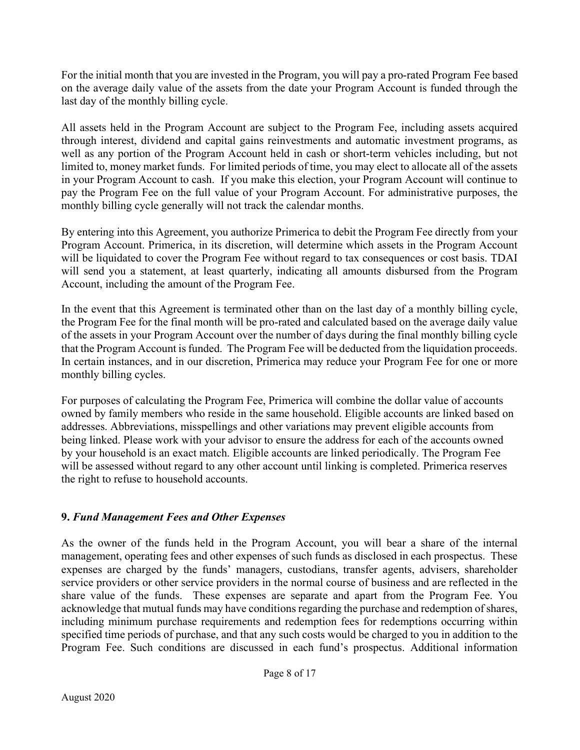For the initial month that you are invested in the Program, you will pay a pro-rated Program Fee based on the average daily value of the assets from the date your Program Account is funded through the last day of the monthly billing cycle.

All assets held in the Program Account are subject to the Program Fee, including assets acquired through interest, dividend and capital gains reinvestments and automatic investment programs, as well as any portion of the Program Account held in cash or short-term vehicles including, but not limited to, money market funds. For limited periods of time, you may elect to allocate all of the assets in your Program Account to cash. If you make this election, your Program Account will continue to pay the Program Fee on the full value of your Program Account. For administrative purposes, the monthly billing cycle generally will not track the calendar months.

By entering into this Agreement, you authorize Primerica to debit the Program Fee directly from your Program Account. Primerica, in its discretion, will determine which assets in the Program Account will be liquidated to cover the Program Fee without regard to tax consequences or cost basis. TDAI will send you a statement, at least quarterly, indicating all amounts disbursed from the Program Account, including the amount of the Program Fee.

In the event that this Agreement is terminated other than on the last day of a monthly billing cycle, the Program Fee for the final month will be pro-rated and calculated based on the average daily value of the assets in your Program Account over the number of days during the final monthly billing cycle that the Program Account is funded. The Program Fee will be deducted from the liquidation proceeds. In certain instances, and in our discretion, Primerica may reduce your Program Fee for one or more monthly billing cycles.

For purposes of calculating the Program Fee, Primerica will combine the dollar value of accounts owned by family members who reside in the same household. Eligible accounts are linked based on addresses. Abbreviations, misspellings and other variations may prevent eligible accounts from being linked. Please work with your advisor to ensure the address for each of the accounts owned by your household is an exact match. Eligible accounts are linked periodically. The Program Fee will be assessed without regard to any other account until linking is completed. Primerica reserves the right to refuse to household accounts.

## 9. *Fund Management Fees and Other Expenses*

As the owner of the funds held in the Program Account, you will bear a share of the internal management, operating fees and other expenses of such funds as disclosed in each prospectus. These expenses are charged by the funds' managers, custodians, transfer agents, advisers, shareholder service providers or other service providers in the normal course of business and are reflected in the share value of the funds. These expenses are separate and apart from the Program Fee. You acknowledge that mutual funds may have conditions regarding the purchase and redemption of shares, including minimum purchase requirements and redemption fees for redemptions occurring within specified time periods of purchase, and that any such costs would be charged to you in addition to the Program Fee. Such conditions are discussed in each fund's prospectus. Additional information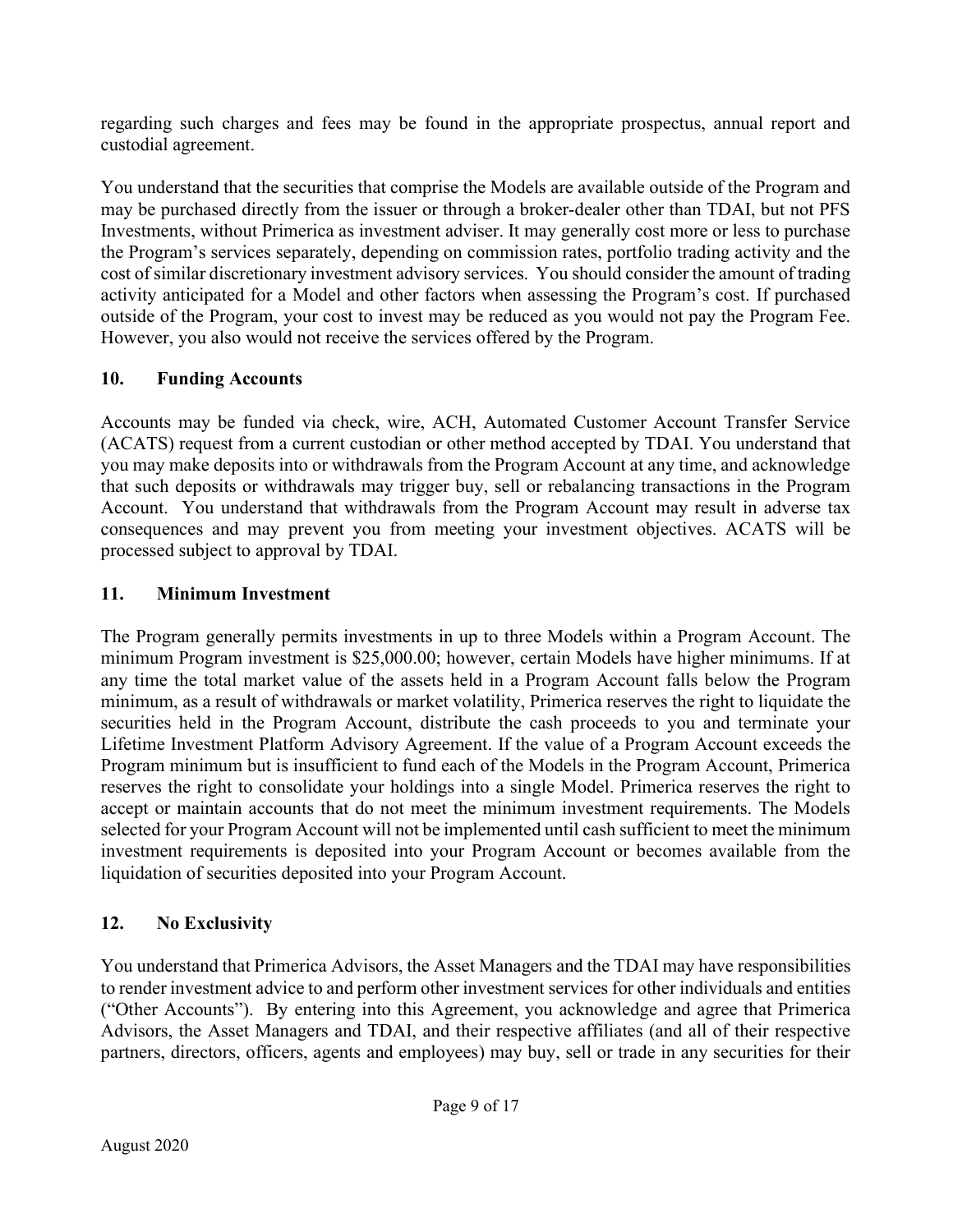regarding such charges and fees may be found in the appropriate prospectus, annual report and custodial agreement.

You understand that the securities that comprise the Models are available outside of the Program and may be purchased directly from the issuer or through a broker-dealer other than TDAI, but not PFS Investments, without Primerica as investment adviser. It may generally cost more or less to purchase the Program's services separately, depending on commission rates, portfolio trading activity and the cost of similar discretionary investment advisory services. You should consider the amount of trading activity anticipated for a Model and other factors when assessing the Program's cost. If purchased outside of the Program, your cost to invest may be reduced as you would not pay the Program Fee. However, you also would not receive the services offered by the Program.

## 10. Funding Accounts

Accounts may be funded via check, wire, ACH, Automated Customer Account Transfer Service (ACATS) request from a current custodian or other method accepted by TDAI. You understand that you may make deposits into or withdrawals from the Program Account at any time, and acknowledge that such deposits or withdrawals may trigger buy, sell or rebalancing transactions in the Program Account. You understand that withdrawals from the Program Account may result in adverse tax consequences and may prevent you from meeting your investment objectives. ACATS will be processed subject to approval by TDAI.

## 11. Minimum Investment

The Program generally permits investments in up to three Models within a Program Account. The minimum Program investment is $25,000.00; however, certain Models have higher minimums. If at any time the total market value of the assets held in a Program Account falls below the Program minimum, as a result of withdrawals or market volatility, Primerica reserves the right to liquidate the securities held in the Program Account, distribute the cash proceeds to you and terminate your Lifetime Investment Platform Advisory Agreement. If the value of a Program Account exceeds the Program minimum but is insufficient to fund each of the Models in the Program Account, Primerica reserves the right to consolidate your holdings into a single Model. Primerica reserves the right to accept or maintain accounts that do not meet the minimum investment requirements. The Models selected for your Program Account will not be implemented until cash sufficient to meet the minimum investment requirements is deposited into your Program Account or becomes available from the liquidation of securities deposited into your Program Account.

## 12. No Exclusivity

You understand that Primerica Advisors, the Asset Managers and the TDAI may have responsibilities to render investment advice to and perform other investment services for other individuals and entities ("Other Accounts"). By entering into this Agreement, you acknowledge and agree that Primerica Advisors, the Asset Managers and TDAI, and their respective affiliates (and all of their respective partners, directors, officers, agents and employees) may buy, sell or trade in any securities for their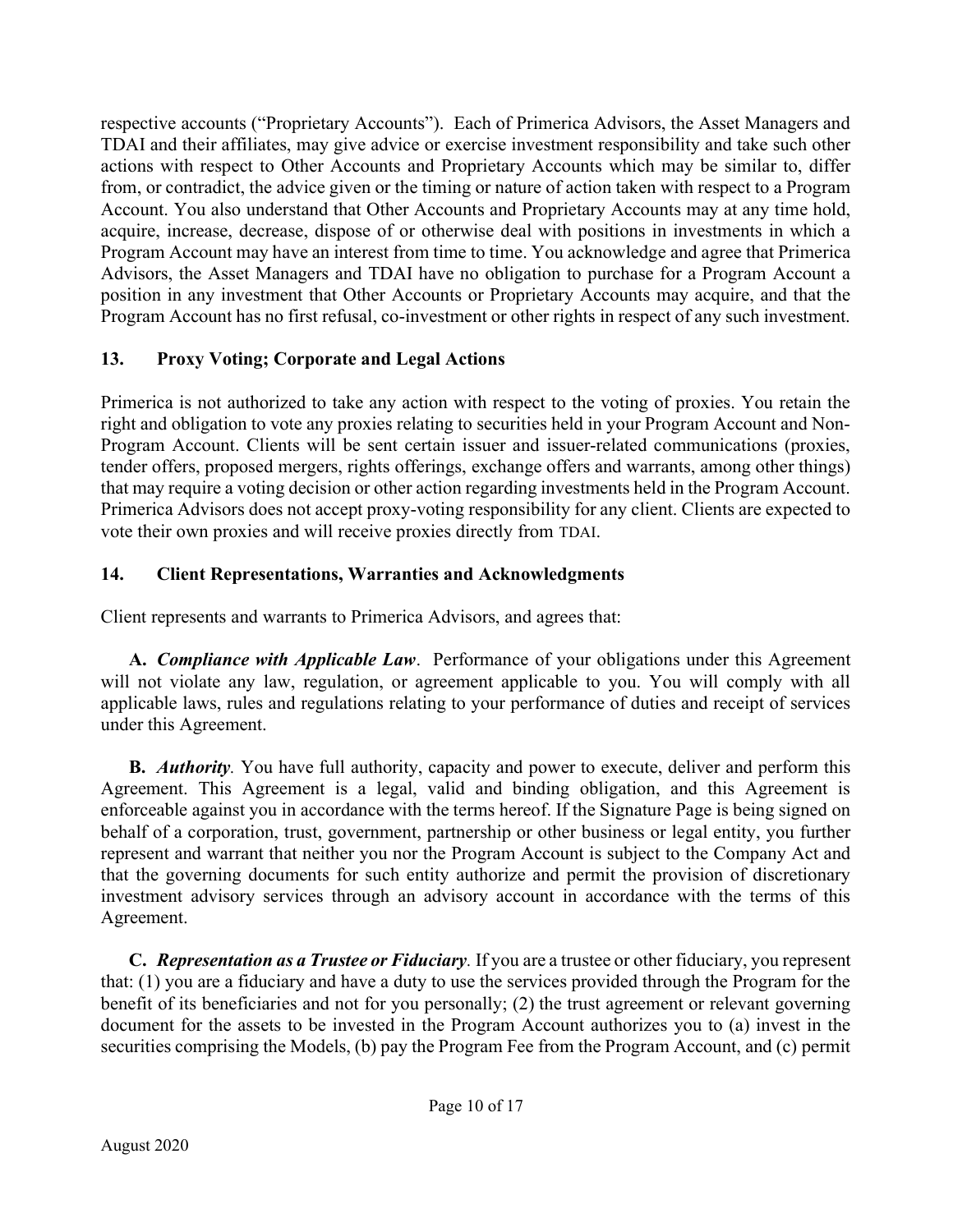respective accounts ("Proprietary Accounts"). Each of Primerica Advisors, the Asset Managers and TDAI and their affiliates, may give advice or exercise investment responsibility and take such other actions with respect to Other Accounts and Proprietary Accounts which may be similar to, differ from, or contradict, the advice given or the timing or nature of action taken with respect to a Program Account. You also understand that Other Accounts and Proprietary Accounts may at any time hold, acquire, increase, decrease, dispose of or otherwise deal with positions in investments in which a Program Account may have an interest from time to time. You acknowledge and agree that Primerica Advisors, the Asset Managers and TDAI have no obligation to purchase for a Program Account a position in any investment that Other Accounts or Proprietary Accounts may acquire, and that the Program Account has no first refusal, co-investment or other rights in respect of any such investment.

## 13. Proxy Voting; Corporate and Legal Actions

Primerica is not authorized to take any action with respect to the voting of proxies. You retain the right and obligation to vote any proxies relating to securities held in your Program Account and Non-Program Account. Clients will be sent certain issuer and issuer-related communications (proxies, tender offers, proposed mergers, rights offerings, exchange offers and warrants, among other things) that may require a voting decision or other action regarding investments held in the Program Account. Primerica Advisors does not accept proxy-voting responsibility for any client. Clients are expected to vote their own proxies and will receive proxies directly from TDAI.

## 14. Client Representations, Warranties and Acknowledgments

Client represents and warrants to Primerica Advisors, and agrees that:

**A.** ***Compliance with Applicable Law***. Performance of your obligations under this Agreement will not violate any law, regulation, or agreement applicable to you. You will comply with all applicable laws, rules and regulations relating to your performance of duties and receipt of services under this Agreement.

**B.** ***Authority***. You have full authority, capacity and power to execute, deliver and perform this Agreement. This Agreement is a legal, valid and binding obligation, and this Agreement is enforceable against you in accordance with the terms hereof. If the Signature Page is being signed on behalf of a corporation, trust, government, partnership or other business or legal entity, you further represent and warrant that neither you nor the Program Account is subject to the Company Act and that the governing documents for such entity authorize and permit the provision of discretionary investment advisory services through an advisory account in accordance with the terms of this Agreement.

**C.** ***Representation as a Trustee or Fiduciary***. If you are a trustee or other fiduciary, you represent that: (1) you are a fiduciary and have a duty to use the services provided through the Program for the benefit of its beneficiaries and not for you personally; (2) the trust agreement or relevant governing document for the assets to be invested in the Program Account authorizes you to (a) invest in the securities comprising the Models, (b) pay the Program Fee from the Program Account, and (c) permit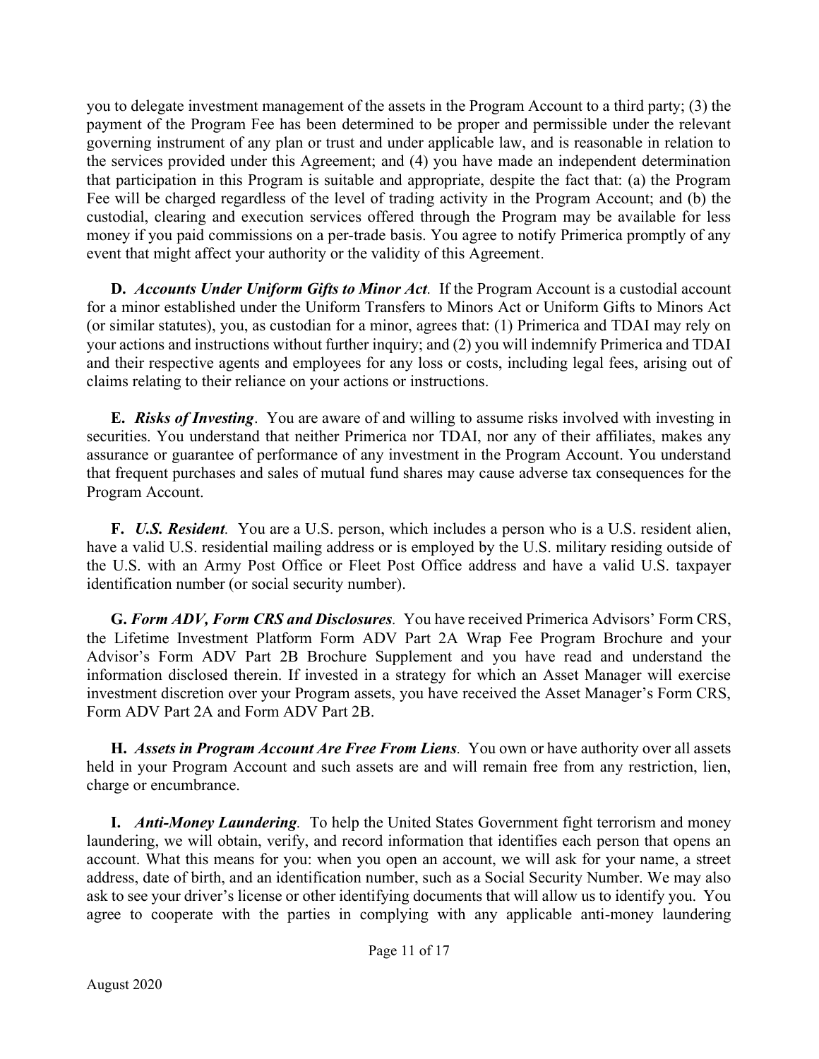you to delegate investment management of the assets in the Program Account to a third party; (3) the payment of the Program Fee has been determined to be proper and permissible under the relevant governing instrument of any plan or trust and under applicable law, and is reasonable in relation to the services provided under this Agreement; and (4) you have made an independent determination that participation in this Program is suitable and appropriate, despite the fact that: (a) the Program Fee will be charged regardless of the level of trading activity in the Program Account; and (b) the custodial, clearing and execution services offered through the Program may be available for less money if you paid commissions on a per-trade basis. You agree to notify Primerica promptly of any event that might affect your authority or the validity of this Agreement.

**D.** ***Accounts Under Uniform Gifts to Minor Act.*** If the Program Account is a custodial account for a minor established under the Uniform Transfers to Minors Act or Uniform Gifts to Minors Act (or similar statutes), you, as custodian for a minor, agrees that: (1) Primerica and TDAI may rely on your actions and instructions without further inquiry; and (2) you will indemnify Primerica and TDAI and their respective agents and employees for any loss or costs, including legal fees, arising out of claims relating to their reliance on your actions or instructions.

**E.** ***Risks of Investing.*** You are aware of and willing to assume risks involved with investing in securities. You understand that neither Primerica nor TDAI, nor any of their affiliates, makes any assurance or guarantee of performance of any investment in the Program Account. You understand that frequent purchases and sales of mutual fund shares may cause adverse tax consequences for the Program Account.

**F.** ***U.S. Resident.*** You are a U.S. person, which includes a person who is a U.S. resident alien, have a valid U.S. residential mailing address or is employed by the U.S. military residing outside of the U.S. with an Army Post Office or Fleet Post Office address and have a valid U.S. taxpayer identification number (or social security number).

**G.** ***Form ADV, Form CRS and Disclosures.*** You have received Primerica Advisors' Form CRS, the Lifetime Investment Platform Form ADV Part 2A Wrap Fee Program Brochure and your Advisor's Form ADV Part 2B Brochure Supplement and you have read and understand the information disclosed therein. If invested in a strategy for which an Asset Manager will exercise investment discretion over your Program assets, you have received the Asset Manager's Form CRS, Form ADV Part 2A and Form ADV Part 2B.

**H.** ***Assets in Program Account Are Free From Liens.*** You own or have authority over all assets held in your Program Account and such assets are and will remain free from any restriction, lien, charge or encumbrance.

**I.** ***Anti-Money Laundering.*** To help the United States Government fight terrorism and money laundering, we will obtain, verify, and record information that identifies each person that opens an account. What this means for you: when you open an account, we will ask for your name, a street address, date of birth, and an identification number, such as a Social Security Number. We may also ask to see your driver's license or other identifying documents that will allow us to identify you. You agree to cooperate with the parties in complying with any applicable anti-money laundering

August 2020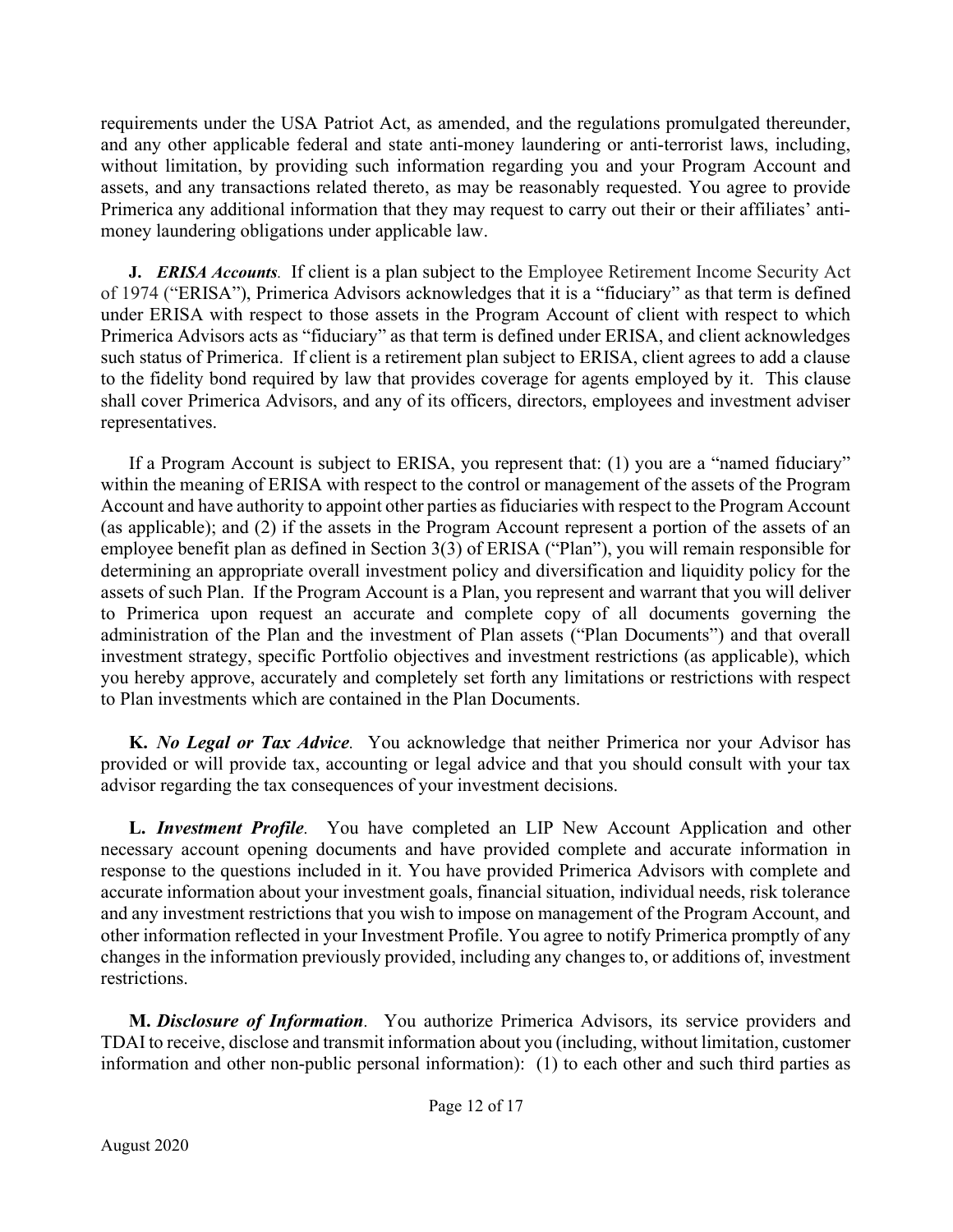requirements under the USA Patriot Act, as amended, and the regulations promulgated thereunder, and any other applicable federal and state anti-money laundering or anti-terrorist laws, including, without limitation, by providing such information regarding you and your Program Account and assets, and any transactions related thereto, as may be reasonably requested. You agree to provide Primerica any additional information that they may request to carry out their or their affiliates' anti-money laundering obligations under applicable law.

**J.** ***ERISA Accounts****.* If client is a plan subject to the Employee Retirement Income Security Act of 1974 ("ERISA"), Primerica Advisors acknowledges that it is a "fiduciary" as that term is defined under ERISA with respect to those assets in the Program Account of client with respect to which Primerica Advisors acts as "fiduciary" as that term is defined under ERISA, and client acknowledges such status of Primerica. If client is a retirement plan subject to ERISA, client agrees to add a clause to the fidelity bond required by law that provides coverage for agents employed by it. This clause shall cover Primerica Advisors, and any of its officers, directors, employees and investment adviser representatives.

If a Program Account is subject to ERISA, you represent that: (1) you are a "named fiduciary" within the meaning of ERISA with respect to the control or management of the assets of the Program Account and have authority to appoint other parties as fiduciaries with respect to the Program Account (as applicable); and (2) if the assets in the Program Account represent a portion of the assets of an employee benefit plan as defined in Section 3(3) of ERISA ("Plan"), you will remain responsible for determining an appropriate overall investment policy and diversification and liquidity policy for the assets of such Plan. If the Program Account is a Plan, you represent and warrant that you will deliver to Primerica upon request an accurate and complete copy of all documents governing the administration of the Plan and the investment of Plan assets ("Plan Documents") and that overall investment strategy, specific Portfolio objectives and investment restrictions (as applicable), which you hereby approve, accurately and completely set forth any limitations or restrictions with respect to Plan investments which are contained in the Plan Documents.

**K.** ***No Legal or Tax Advice****.* You acknowledge that neither Primerica nor your Advisor has provided or will provide tax, accounting or legal advice and that you should consult with your tax advisor regarding the tax consequences of your investment decisions.

**L.** ***Investment Profile****.* You have completed an LIP New Account Application and other necessary account opening documents and have provided complete and accurate information in response to the questions included in it. You have provided Primerica Advisors with complete and accurate information about your investment goals, financial situation, individual needs, risk tolerance and any investment restrictions that you wish to impose on management of the Program Account, and other information reflected in your Investment Profile. You agree to notify Primerica promptly of any changes in the information previously provided, including any changes to, or additions of, investment restrictions.

**M.** ***Disclosure of Information****.* You authorize Primerica Advisors, its service providers and TDAI to receive, disclose and transmit information about you (including, without limitation, customer information and other non-public personal information): (1) to each other and such third parties as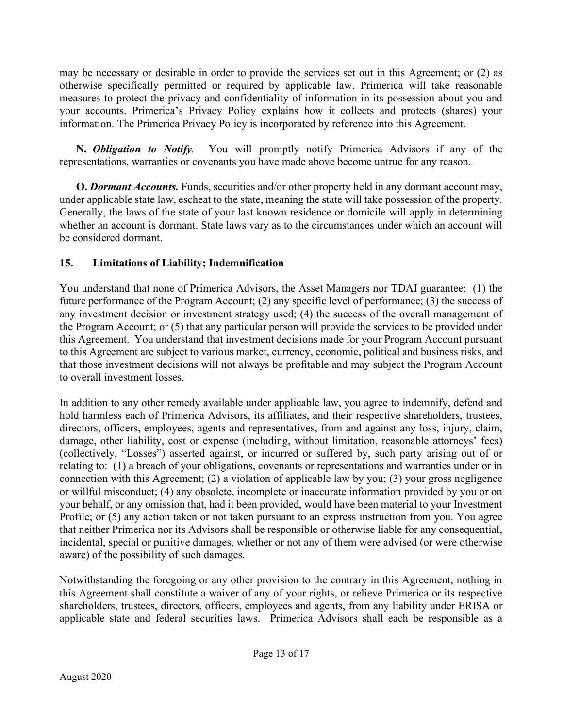may be necessary or desirable in order to provide the services set out in this Agreement; or (2) as otherwise specifically permitted or required by applicable law. Primerica will take reasonable measures to protect the privacy and confidentiality of information in its possession about you and your accounts. Primerica's Privacy Policy explains how it collects and protects (shares) your information. The Primerica Privacy Policy is incorporated by reference into this Agreement.

**N.** ***Obligation to Notify**.* You will promptly notify Primerica Advisors if any of the representations, warranties or covenants you have made above become untrue for any reason.

**O.** ***Dormant Accounts.*** Funds, securities and/or other property held in any dormant account may, under applicable state law, escheat to the state, meaning the state will take possession of the property. Generally, the laws of the state of your last known residence or domicile will apply in determining whether an account is dormant. State laws vary as to the circumstances under which an account will be considered dormant.

## 15. Limitations of Liability; Indemnification

You understand that none of Primerica Advisors, the Asset Managers nor TDAI guarantee: (1) the future performance of the Program Account; (2) any specific level of performance; (3) the success of any investment decision or investment strategy used; (4) the success of the overall management of the Program Account; or (5) that any particular person will provide the services to be provided under this Agreement. You understand that investment decisions made for your Program Account pursuant to this Agreement are subject to various market, currency, economic, political and business risks, and that those investment decisions will not always be profitable and may subject the Program Account to overall investment losses.

In addition to any other remedy available under applicable law, you agree to indemnify, defend and hold harmless each of Primerica Advisors, its affiliates, and their respective shareholders, trustees, directors, officers, employees, agents and representatives, from and against any loss, injury, claim, damage, other liability, cost or expense (including, without limitation, reasonable attorneys' fees) (collectively, "Losses") asserted against, or incurred or suffered by, such party arising out of or relating to: (1) a breach of your obligations, covenants or representations and warranties under or in connection with this Agreement; (2) a violation of applicable law by you; (3) your gross negligence or willful misconduct; (4) any obsolete, incomplete or inaccurate information provided by you or on your behalf, or any omission that, had it been provided, would have been material to your Investment Profile; or (5) any action taken or not taken pursuant to an express instruction from you. You agree that neither Primerica nor its Advisors shall be responsible or otherwise liable for any consequential, incidental, special or punitive damages, whether or not any of them were advised (or were otherwise aware) of the possibility of such damages.

Notwithstanding the foregoing or any other provision to the contrary in this Agreement, nothing in this Agreement shall constitute a waiver of any of your rights, or relieve Primerica or its respective shareholders, trustees, directors, officers, employees and agents, from any liability under ERISA or applicable state and federal securities laws. Primerica Advisors shall each be responsible as a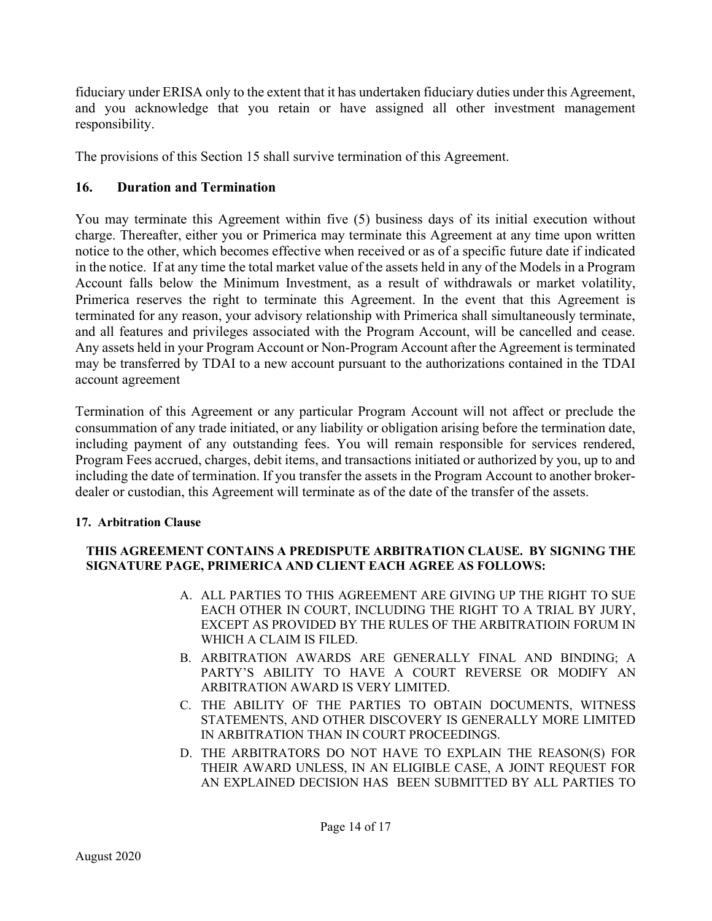fiduciary under ERISA only to the extent that it has undertaken fiduciary duties under this Agreement, and you acknowledge that you retain or have assigned all other investment management responsibility.

The provisions of this Section 15 shall survive termination of this Agreement.

## 16. Duration and Termination

You may terminate this Agreement within five (5) business days of its initial execution without charge. Thereafter, either you or Primerica may terminate this Agreement at any time upon written notice to the other, which becomes effective when received or as of a specific future date if indicated in the notice. If at any time the total market value of the assets held in any of the Models in a Program Account falls below the Minimum Investment, as a result of withdrawals or market volatility, Primerica reserves the right to terminate this Agreement. In the event that this Agreement is terminated for any reason, your advisory relationship with Primerica shall simultaneously terminate, and all features and privileges associated with the Program Account, will be cancelled and cease. Any assets held in your Program Account or Non-Program Account after the Agreement is terminated may be transferred by TDAI to a new account pursuant to the authorizations contained in the TDAI account agreement

Termination of this Agreement or any particular Program Account will not affect or preclude the consummation of any trade initiated, or any liability or obligation arising before the termination date, including payment of any outstanding fees. You will remain responsible for services rendered, Program Fees accrued, charges, debit items, and transactions initiated or authorized by you, up to and including the date of termination. If you transfer the assets in the Program Account to another broker-dealer or custodian, this Agreement will terminate as of the date of the transfer of the assets.

### 17. Arbitration Clause

**THIS AGREEMENT CONTAINS A PREDISPUTE ARBITRATION CLAUSE. BY SIGNING THE SIGNATURE PAGE, PRIMERICA AND CLIENT EACH AGREE AS FOLLOWS:**

A. ALL PARTIES TO THIS AGREEMENT ARE GIVING UP THE RIGHT TO SUE EACH OTHER IN COURT, INCLUDING THE RIGHT TO A TRIAL BY JURY, EXCEPT AS PROVIDED BY THE RULES OF THE ARBITRATIOIN FORUM IN WHICH A CLAIM IS FILED.

B. ARBITRATION AWARDS ARE GENERALLY FINAL AND BINDING; A PARTY'S ABILITY TO HAVE A COURT REVERSE OR MODIFY AN ARBITRATION AWARD IS VERY LIMITED.

C. THE ABILITY OF THE PARTIES TO OBTAIN DOCUMENTS, WITNESS STATEMENTS, AND OTHER DISCOVERY IS GENERALLY MORE LIMITED IN ARBITRATION THAN IN COURT PROCEEDINGS.

D. THE ARBITRATORS DO NOT HAVE TO EXPLAIN THE REASON(S) FOR THEIR AWARD UNLESS, IN AN ELIGIBLE CASE, A JOINT REQUEST FOR AN EXPLAINED DECISION HAS BEEN SUBMITTED BY ALL PARTIES TO

August 2020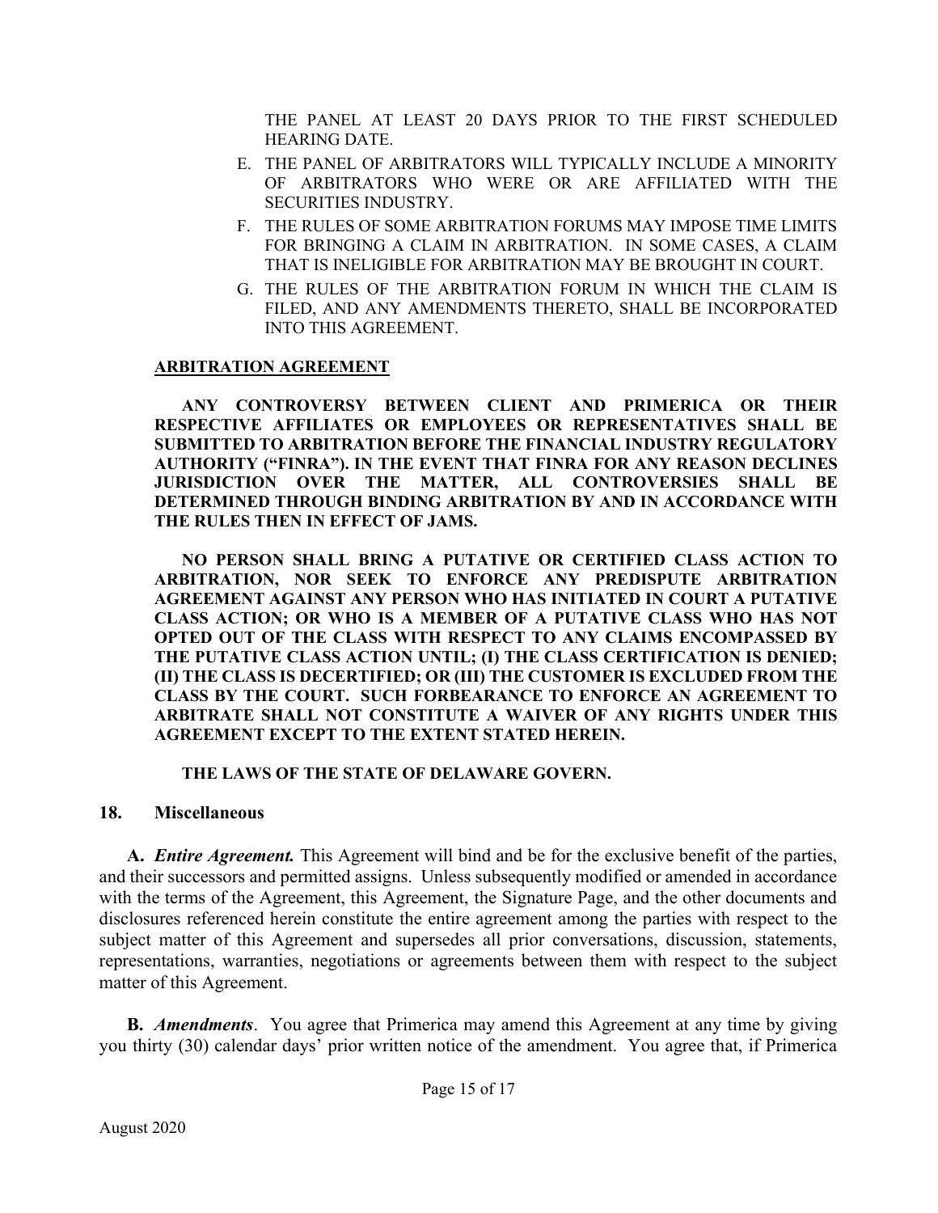THE PANEL AT LEAST 20 DAYS PRIOR TO THE FIRST SCHEDULED HEARING DATE.

E. THE PANEL OF ARBITRATORS WILL TYPICALLY INCLUDE A MINORITY OF ARBITRATORS WHO WERE OR ARE AFFILIATED WITH THE SECURITIES INDUSTRY.

F. THE RULES OF SOME ARBITRATION FORUMS MAY IMPOSE TIME LIMITS FOR BRINGING A CLAIM IN ARBITRATION. IN SOME CASES, A CLAIM THAT IS INELIGIBLE FOR ARBITRATION MAY BE BROUGHT IN COURT.

G. THE RULES OF THE ARBITRATION FORUM IN WHICH THE CLAIM IS FILED, AND ANY AMENDMENTS THERETO, SHALL BE INCORPORATED INTO THIS AGREEMENT.

**ARBITRATION AGREEMENT**

**ANY CONTROVERSY BETWEEN CLIENT AND PRIMERICA OR THEIR RESPECTIVE AFFILIATES OR EMPLOYEES OR REPRESENTATIVES SHALL BE SUBMITTED TO ARBITRATION BEFORE THE FINANCIAL INDUSTRY REGULATORY AUTHORITY ("FINRA"). IN THE EVENT THAT FINRA FOR ANY REASON DECLINES JURISDICTION OVER THE MATTER, ALL CONTROVERSIES SHALL BE DETERMINED THROUGH BINDING ARBITRATION BY AND IN ACCORDANCE WITH THE RULES THEN IN EFFECT OF JAMS.**

**NO PERSON SHALL BRING A PUTATIVE OR CERTIFIED CLASS ACTION TO ARBITRATION, NOR SEEK TO ENFORCE ANY PREDISPUTE ARBITRATION AGREEMENT AGAINST ANY PERSON WHO HAS INITIATED IN COURT A PUTATIVE CLASS ACTION; OR WHO IS A MEMBER OF A PUTATIVE CLASS WHO HAS NOT OPTED OUT OF THE CLASS WITH RESPECT TO ANY CLAIMS ENCOMPASSED BY THE PUTATIVE CLASS ACTION UNTIL; (I) THE CLASS CERTIFICATION IS DENIED; (II) THE CLASS IS DECERTIFIED; OR (III) THE CUSTOMER IS EXCLUDED FROM THE CLASS BY THE COURT. SUCH FORBEARANCE TO ENFORCE AN AGREEMENT TO ARBITRATE SHALL NOT CONSTITUTE A WAIVER OF ANY RIGHTS UNDER THIS AGREEMENT EXCEPT TO THE EXTENT STATED HEREIN.**

**THE LAWS OF THE STATE OF DELAWARE GOVERN.**

## 18. Miscellaneous

**A.** ***Entire Agreement.*** This Agreement will bind and be for the exclusive benefit of the parties, and their successors and permitted assigns. Unless subsequently modified or amended in accordance with the terms of the Agreement, this Agreement, the Signature Page, and the other documents and disclosures referenced herein constitute the entire agreement among the parties with respect to the subject matter of this Agreement and supersedes all prior conversations, discussion, statements, representations, warranties, negotiations or agreements between them with respect to the subject matter of this Agreement.

**B.** ***Amendments***. You agree that Primerica may amend this Agreement at any time by giving you thirty (30) calendar days' prior written notice of the amendment. You agree that, if Primerica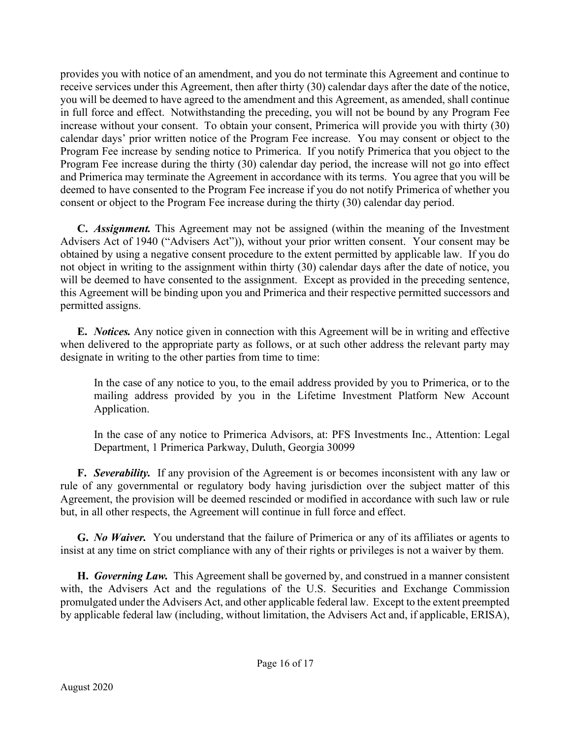provides you with notice of an amendment, and you do not terminate this Agreement and continue to receive services under this Agreement, then after thirty (30) calendar days after the date of the notice, you will be deemed to have agreed to the amendment and this Agreement, as amended, shall continue in full force and effect. Notwithstanding the preceding, you will not be bound by any Program Fee increase without your consent. To obtain your consent, Primerica will provide you with thirty (30) calendar days' prior written notice of the Program Fee increase. You may consent or object to the Program Fee increase by sending notice to Primerica. If you notify Primerica that you object to the Program Fee increase during the thirty (30) calendar day period, the increase will not go into effect and Primerica may terminate the Agreement in accordance with its terms. You agree that you will be deemed to have consented to the Program Fee increase if you do not notify Primerica of whether you consent or object to the Program Fee increase during the thirty (30) calendar day period.

**C.** ***Assignment.*** This Agreement may not be assigned (within the meaning of the Investment Advisers Act of 1940 ("Advisers Act")), without your prior written consent. Your consent may be obtained by using a negative consent procedure to the extent permitted by applicable law. If you do not object in writing to the assignment within thirty (30) calendar days after the date of notice, you will be deemed to have consented to the assignment. Except as provided in the preceding sentence, this Agreement will be binding upon you and Primerica and their respective permitted successors and permitted assigns.

**E.** ***Notices.*** Any notice given in connection with this Agreement will be in writing and effective when delivered to the appropriate party as follows, or at such other address the relevant party may designate in writing to the other parties from time to time:

> In the case of any notice to you, to the email address provided by you to Primerica, or to the mailing address provided by you in the Lifetime Investment Platform New Account Application.
>
> In the case of any notice to Primerica Advisors, at: PFS Investments Inc., Attention: Legal Department, 1 Primerica Parkway, Duluth, Georgia 30099

**F.** ***Severability.*** If any provision of the Agreement is or becomes inconsistent with any law or rule of any governmental or regulatory body having jurisdiction over the subject matter of this Agreement, the provision will be deemed rescinded or modified in accordance with such law or rule but, in all other respects, the Agreement will continue in full force and effect.

**G.** ***No Waiver.*** You understand that the failure of Primerica or any of its affiliates or agents to insist at any time on strict compliance with any of their rights or privileges is not a waiver by them.

**H.** ***Governing Law.*** This Agreement shall be governed by, and construed in a manner consistent with, the Advisers Act and the regulations of the U.S. Securities and Exchange Commission promulgated under the Advisers Act, and other applicable federal law. Except to the extent preempted by applicable federal law (including, without limitation, the Advisers Act and, if applicable, ERISA),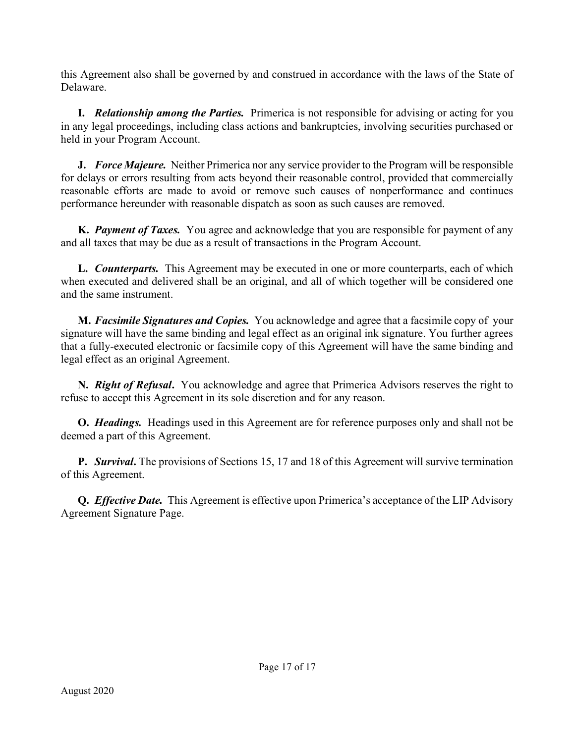this Agreement also shall be governed by and construed in accordance with the laws of the State of Delaware.

**I.** ***Relationship among the Parties.*** Primerica is not responsible for advising or acting for you in any legal proceedings, including class actions and bankruptcies, involving securities purchased or held in your Program Account.

**J.** ***Force Majeure.*** Neither Primerica nor any service provider to the Program will be responsible for delays or errors resulting from acts beyond their reasonable control, provided that commercially reasonable efforts are made to avoid or remove such causes of nonperformance and continues performance hereunder with reasonable dispatch as soon as such causes are removed.

**K.** ***Payment of Taxes.*** You agree and acknowledge that you are responsible for payment of any and all taxes that may be due as a result of transactions in the Program Account.

**L.** ***Counterparts.*** This Agreement may be executed in one or more counterparts, each of which when executed and delivered shall be an original, and all of which together will be considered one and the same instrument.

**M.** ***Facsimile Signatures and Copies.*** You acknowledge and agree that a facsimile copy of your signature will have the same binding and legal effect as an original ink signature. You further agrees that a fully-executed electronic or facsimile copy of this Agreement will have the same binding and legal effect as an original Agreement.

**N.** ***Right of Refusal*****.** You acknowledge and agree that Primerica Advisors reserves the right to refuse to accept this Agreement in its sole discretion and for any reason.

**O.** ***Headings.*** Headings used in this Agreement are for reference purposes only and shall not be deemed a part of this Agreement.

**P.** ***Survival*****.** The provisions of Sections 15, 17 and 18 of this Agreement will survive termination of this Agreement.

**Q.** ***Effective Date.*** This Agreement is effective upon Primerica's acceptance of the LIP Advisory Agreement Signature Page.

August 2020